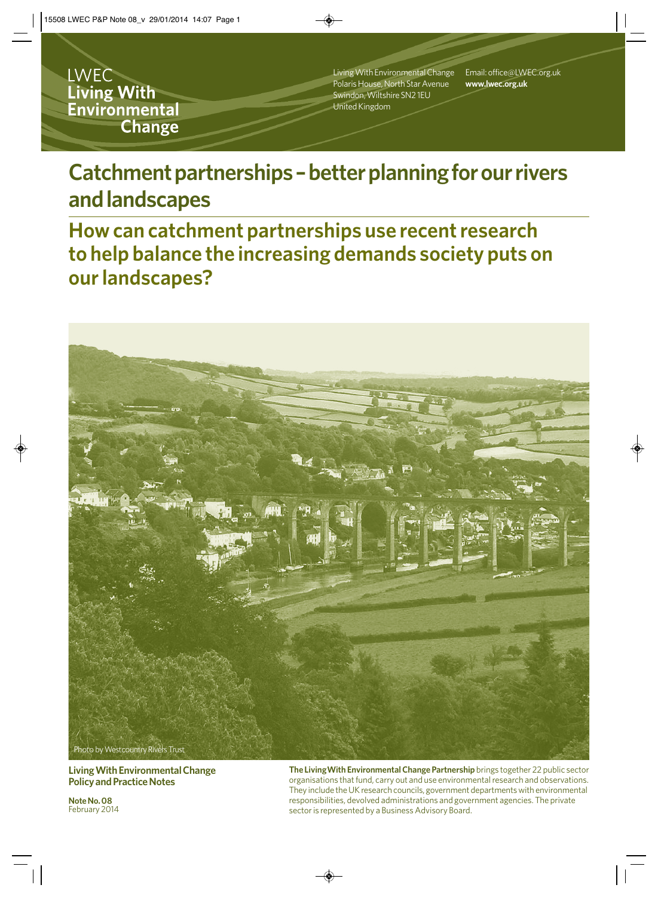LWEC
**Living With Environmental Change**

Living With Environmental Change
Polaris House, North Star Avenue
Swindon, Wiltshire SN2 1EU
United Kingdom

Email: office@LWEC.org.uk
**www.lwec.org.uk**

# Catchment partnerships – better planning for our rivers and landscapes

## How can catchment partnerships use recent research to help balance the increasing demands society puts on our landscapes?

Photo by Westcountry Rivers Trust

**Living With Environmental Change Policy and Practice Notes**

**Note No. 08**
February 2014

**The Living With Environmental Change Partnership** brings together 22 public sector organisations that fund, carry out and use environmental research and observations. They include the UK research councils, government departments with environmental responsibilities, devolved administrations and government agencies. The private sector is represented by a Business Advisory Board.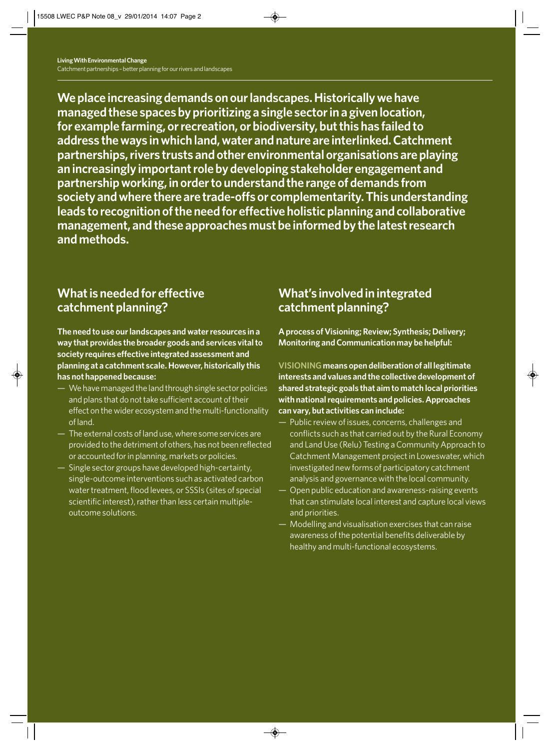**We place increasing demands on our landscapes. Historically we have managed these spaces by prioritizing a single sector in a given location, for example farming, or recreation, or biodiversity, but this has failed to address the ways in which land, water and nature are interlinked. Catchment partnerships, rivers trusts and other environmental organisations are playing an increasingly important role by developing stakeholder engagement and partnership working, in order to understand the range of demands from society and where there are trade-offs or complementarity. This understanding leads to recognition of the need for effective holistic planning and collaborative management, and these approaches must be informed by the latest research and methods.**

## What is needed for effective catchment planning?

**The need to use our landscapes and water resources in a way that provides the broader goods and services vital to society requires effective integrated assessment and planning at a catchment scale. However, historically this has not happened because:**

- We have managed the land through single sector policies and plans that do not take sufficient account of their effect on the wider ecosystem and the multi-functionality of land.
- The external costs of land use, where some services are provided to the detriment of others, has not been reflected or accounted for in planning, markets or policies.
- Single sector groups have developed high-certainty, single-outcome interventions such as activated carbon water treatment, flood levees, or SSSIs (sites of special scientific interest), rather than less certain multiple-outcome solutions.

## What's involved in integrated catchment planning?

**A process of Visioning; Review; Synthesis; Delivery; Monitoring and Communication may be helpful:**

**VISIONING means open deliberation of all legitimate interests and values and the collective development of shared strategic goals that aim to match local priorities with national requirements and policies. Approaches can vary, but activities can include:**

- Public review of issues, concerns, challenges and conflicts such as that carried out by the Rural Economy and Land Use (Relu) Testing a Community Approach to Catchment Management project in Loweswater, which investigated new forms of participatory catchment analysis and governance with the local community.
- Open public education and awareness-raising events that can stimulate local interest and capture local views and priorities.
- Modelling and visualisation exercises that can raise awareness of the potential benefits deliverable by healthy and multi-functional ecosystems.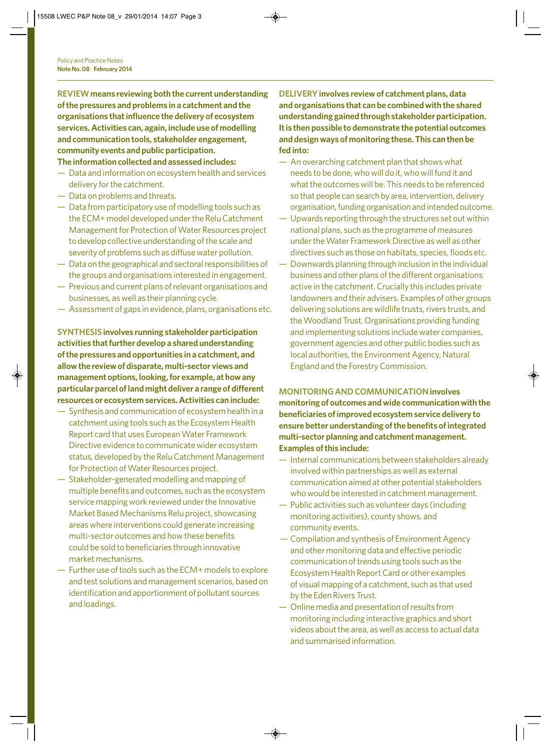**REVIEW means reviewing both the current understanding of the pressures and problems in a catchment and the organisations that influence the delivery of ecosystem services. Activities can, again, include use of modelling and communication tools, stakeholder engagement, community events and public participation.**

**The information collected and assessed includes:**

- Data and information on ecosystem health and services delivery for the catchment.
- Data on problems and threats.
- Data from participatory use of modelling tools such as the ECM+ model developed under the Relu Catchment Management for Protection of Water Resources project to develop collective understanding of the scale and severity of problems such as diffuse water pollution.
- Data on the geographical and sectoral responsibilities of the groups and organisations interested in engagement.
- Previous and current plans of relevant organisations and businesses, as well as their planning cycle.
- Assessment of gaps in evidence, plans, organisations etc.

**SYNTHESIS involves running stakeholder participation activities that further develop a shared understanding of the pressures and opportunities in a catchment, and allow the review of disparate, multi-sector views and management options, looking, for example, at how any particular parcel of land might deliver a range of different resources or ecosystem services. Activities can include:**

- Synthesis and communication of ecosystem health in a catchment using tools such as the Ecosystem Health Report card that uses European Water Framework Directive evidence to communicate wider ecosystem status, developed by the Relu Catchment Management for Protection of Water Resources project.
- Stakeholder-generated modelling and mapping of multiple benefits and outcomes, such as the ecosystem service mapping work reviewed under the Innovative Market Based Mechanisms Relu project, showcasing areas where interventions could generate increasing multi-sector outcomes and how these benefits could be sold to beneficiaries through innovative market mechanisms.
- Further use of tools such as the ECM+ models to explore and test solutions and management scenarios, based on identification and apportionment of pollutant sources and loadings.

**DELIVERY involves review of catchment plans, data and organisations that can be combined with the shared understanding gained through stakeholder participation. It is then possible to demonstrate the potential outcomes and design ways of monitoring these. This can then be fed into:**

- An overarching catchment plan that shows what needs to be done, who will do it, who will fund it and what the outcomes will be. This needs to be referenced so that people can search by area, intervention, delivery organisation, funding organisation and intended outcome.
- Upwards reporting through the structures set out within national plans, such as the programme of measures under the Water Framework Directive as well as other directives such as those on habitats, species, floods etc.
- Downwards planning through inclusion in the individual business and other plans of the different organisations active in the catchment. Crucially this includes private landowners and their advisers. Examples of other groups delivering solutions are wildlife trusts, rivers trusts, and the Woodland Trust. Organisations providing funding and implementing solutions include water companies, government agencies and other public bodies such as local authorities, the Environment Agency, Natural England and the Forestry Commission.

**MONITORING AND COMMUNICATION involves monitoring of outcomes and wide communication with the beneficiaries of improved ecosystem service delivery to ensure better understanding of the benefits of integrated multi-sector planning and catchment management. Examples of this include:**

- Internal communications between stakeholders already involved within partnerships as well as external communication aimed at other potential stakeholders who would be interested in catchment management.
- Public activities such as volunteer days (including monitoring activities), county shows, and community events.
- Compilation and synthesis of Environment Agency and other monitoring data and effective periodic communication of trends using tools such as the Ecosystem Health Report Card or other examples of visual mapping of a catchment, such as that used by the Eden Rivers Trust.
- Online media and presentation of results from monitoring including interactive graphics and short videos about the area, as well as access to actual data and summarised information.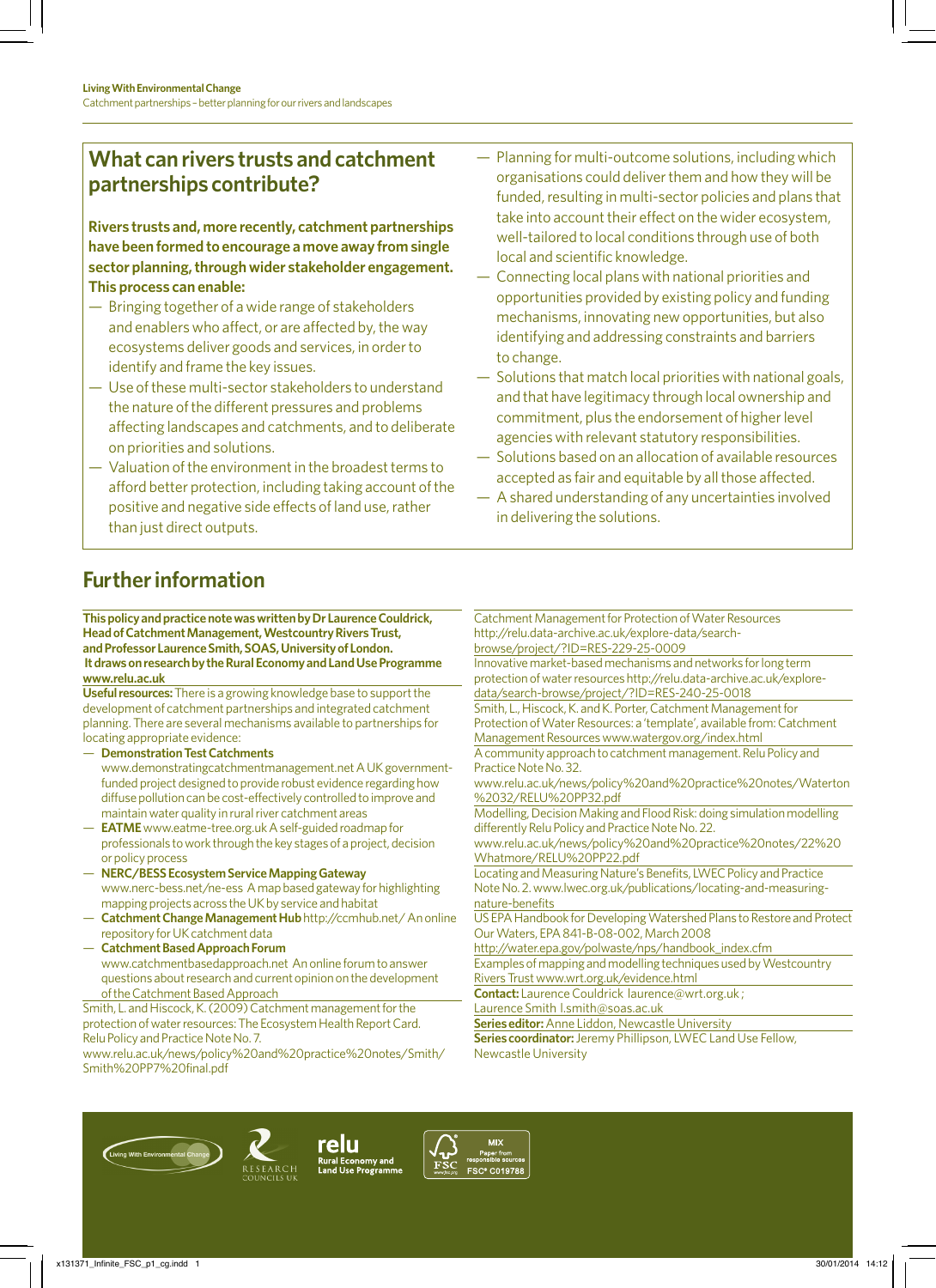## What can rivers trusts and catchment partnerships contribute?

**Rivers trusts and, more recently, catchment partnerships have been formed to encourage a move away from single sector planning, through wider stakeholder engagement. This process can enable:**

- Bringing together of a wide range of stakeholders and enablers who affect, or are affected by, the way ecosystems deliver goods and services, in order to identify and frame the key issues.
- Use of these multi-sector stakeholders to understand the nature of the different pressures and problems affecting landscapes and catchments, and to deliberate on priorities and solutions.
- Valuation of the environment in the broadest terms to afford better protection, including taking account of the positive and negative side effects of land use, rather than just direct outputs.
- Planning for multi-outcome solutions, including which organisations could deliver them and how they will be funded, resulting in multi-sector policies and plans that take into account their effect on the wider ecosystem, well-tailored to local conditions through use of both local and scientific knowledge.
- Connecting local plans with national priorities and opportunities provided by existing policy and funding mechanisms, innovating new opportunities, but also identifying and addressing constraints and barriers to change.
- Solutions that match local priorities with national goals, and that have legitimacy through local ownership and commitment, plus the endorsement of higher level agencies with relevant statutory responsibilities.
- Solutions based on an allocation of available resources accepted as fair and equitable by all those affected.
- A shared understanding of any uncertainties involved in delivering the solutions.

## Further information

**This policy and practice note was written by Dr Laurence Couldrick, Head of Catchment Management, Westcountry Rivers Trust, and Professor Laurence Smith, SOAS, University of London. It draws on research by the Rural Economy and Land Use Programme www.relu.ac.uk**

**Useful resources:** There is a growing knowledge base to support the development of catchment partnerships and integrated catchment planning. There are several mechanisms available to partnerships for locating appropriate evidence:

- **Demonstration Test Catchments** www.demonstratingcatchmentmanagement.net A UK government-funded project designed to provide robust evidence regarding how diffuse pollution can be cost-effectively controlled to improve and maintain water quality in rural river catchment areas
- **EATME** www.eatme-tree.org.uk A self-guided roadmap for professionals to work through the key stages of a project, decision or policy process
- **NERC/BESS Ecosystem Service Mapping Gateway** www.nerc-bess.net/ne-ess A map based gateway for highlighting mapping projects across the UK by service and habitat
- **Catchment Change Management Hub** http://ccmhub.net/ An online repository for UK catchment data
- **Catchment Based Approach Forum** www.catchmentbasedapproach.net An online forum to answer questions about research and current opinion on the development of the Catchment Based Approach

Smith, L. and Hiscock, K. (2009) Catchment management for the protection of water resources: The Ecosystem Health Report Card. Relu Policy and Practice Note No. 7. www.relu.ac.uk/news/policy%20and%20practice%20notes/Smith/Smith%20PP7%20final.pdf

Catchment Management for Protection of Water Resources http://relu.data-archive.ac.uk/explore-data/search-browse/project/?ID=RES-229-25-0009

Innovative market-based mechanisms and networks for long term protection of water resources http://relu.data-archive.ac.uk/explore-data/search-browse/project/?ID=RES-240-25-0018

Smith, L., Hiscock, K. and K. Porter, Catchment Management for Protection of Water Resources: a 'template', available from: Catchment Management Resources www.watergov.org/index.html

A community approach to catchment management. Relu Policy and Practice Note No. 32. www.relu.ac.uk/news/policy%20and%20practice%20notes/Waterton%2032/RELU%20PP32.pdf

Modelling, Decision Making and Flood Risk: doing simulation modelling differently Relu Policy and Practice Note No. 22. www.relu.ac.uk/news/policy%20and%20practice%20notes/22%20Whatmore/RELU%20PP22.pdf

Locating and Measuring Nature's Benefits, LWEC Policy and Practice Note No. 2. www.lwec.org.uk/publications/locating-and-measuring-nature-benefits

US EPA Handbook for Developing Watershed Plans to Restore and Protect Our Waters, EPA 841-B-08-002, March 2008 http://water.epa.gov/polwaste/nps/handbook_index.cfm

Examples of mapping and modelling techniques used by Westcountry Rivers Trust www.wrt.org.uk/evidence.html

**Contact:** Laurence Couldrick laurence@wrt.org.uk ; Laurence Smith l.smith@soas.ac.uk

**Series editor:** Anne Liddon, Newcastle University

**Series coordinator:** Jeremy Phillipson, LWEC Land Use Fellow, Newcastle University